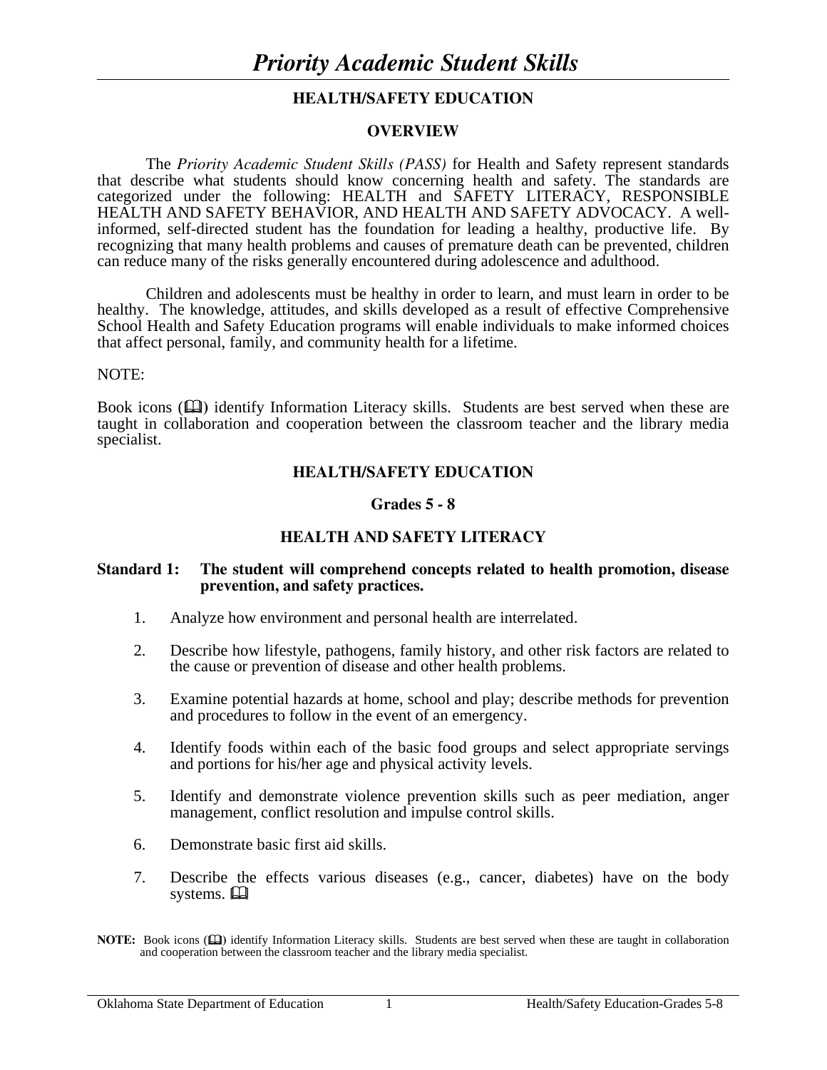# Priority Academic Student Skills

## HEALTH/SAFETY EDUCATION

### OVERVIEW

The *Priority Academic Student Skills (PASS)* for Health and Safety represent standards that describe what students should know concerning health and safety. The standards are categorized under the following: HEALTH and SAFETY LITERACY, RESPONSIBLE HEALTH AND SAFETY BEHAVIOR, AND HEALTH AND SAFETY ADVOCACY. A well-informed, self-directed student has the foundation for leading a healthy, productive life. By recognizing that many health problems and causes of premature death can be prevented, children can reduce many of the risks generally encountered during adolescence and adulthood.

Children and adolescents must be healthy in order to learn, and must learn in order to be healthy. The knowledge, attitudes, and skills developed as a result of effective Comprehensive School Health and Safety Education programs will enable individuals to make informed choices that affect personal, family, and community health for a lifetime.

NOTE:

Book icons (🕮) identify Information Literacy skills. Students are best served when these are taught in collaboration and cooperation between the classroom teacher and the library media specialist.

## HEALTH/SAFETY EDUCATION

### Grades 5 - 8

### HEALTH AND SAFETY LITERACY

**Standard 1: The student will comprehend concepts related to health promotion, disease prevention, and safety practices.**

1. Analyze how environment and personal health are interrelated.
2. Describe how lifestyle, pathogens, family history, and other risk factors are related to the cause or prevention of disease and other health problems.
3. Examine potential hazards at home, school and play; describe methods for prevention and procedures to follow in the event of an emergency.
4. Identify foods within each of the basic food groups and select appropriate servings and portions for his/her age and physical activity levels.
5. Identify and demonstrate violence prevention skills such as peer mediation, anger management, conflict resolution and impulse control skills.
6. Demonstrate basic first aid skills.
7. Describe the effects various diseases (e.g., cancer, diabetes) have on the body systems. 🕮

**NOTE:** Book icons (🕮) identify Information Literacy skills. Students are best served when these are taught in collaboration and cooperation between the classroom teacher and the library media specialist.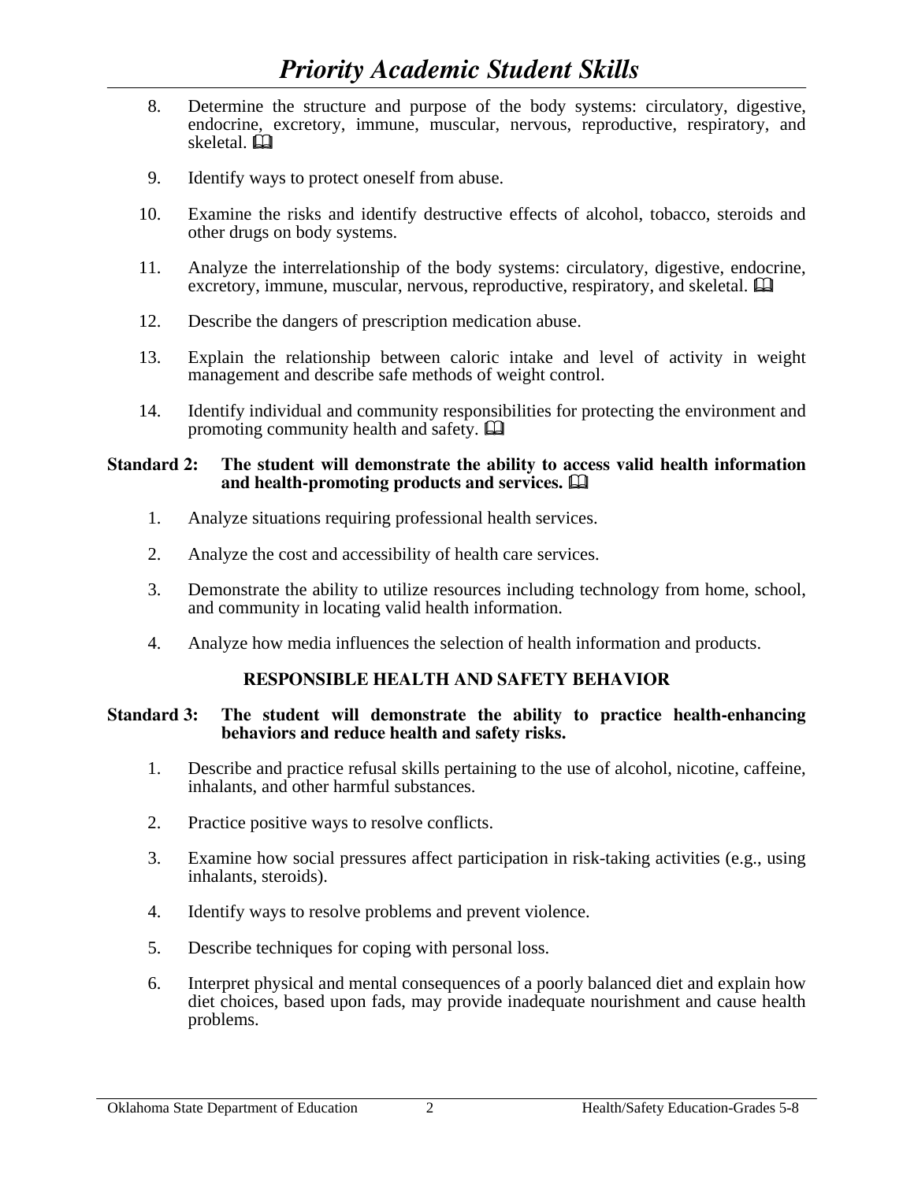8. Determine the structure and purpose of the body systems: circulatory, digestive, endocrine, excretory, immune, muscular, nervous, reproductive, respiratory, and skeletal. 🕮

9. Identify ways to protect oneself from abuse.

10. Examine the risks and identify destructive effects of alcohol, tobacco, steroids and other drugs on body systems.

11. Analyze the interrelationship of the body systems: circulatory, digestive, endocrine, excretory, immune, muscular, nervous, reproductive, respiratory, and skeletal. 🕮

12. Describe the dangers of prescription medication abuse.

13. Explain the relationship between caloric intake and level of activity in weight management and describe safe methods of weight control.

14. Identify individual and community responsibilities for protecting the environment and promoting community health and safety. 🕮

**Standard 2: The student will demonstrate the ability to access valid health information and health-promoting products and services.** 🕮

1. Analyze situations requiring professional health services.

2. Analyze the cost and accessibility of health care services.

3. Demonstrate the ability to utilize resources including technology from home, school, and community in locating valid health information.

4. Analyze how media influences the selection of health information and products.

### RESPONSIBLE HEALTH AND SAFETY BEHAVIOR

**Standard 3: The student will demonstrate the ability to practice health-enhancing behaviors and reduce health and safety risks.**

1. Describe and practice refusal skills pertaining to the use of alcohol, nicotine, caffeine, inhalants, and other harmful substances.

2. Practice positive ways to resolve conflicts.

3. Examine how social pressures affect participation in risk-taking activities (e.g., using inhalants, steroids).

4. Identify ways to resolve problems and prevent violence.

5. Describe techniques for coping with personal loss.

6. Interpret physical and mental consequences of a poorly balanced diet and explain how diet choices, based upon fads, may provide inadequate nourishment and cause health problems.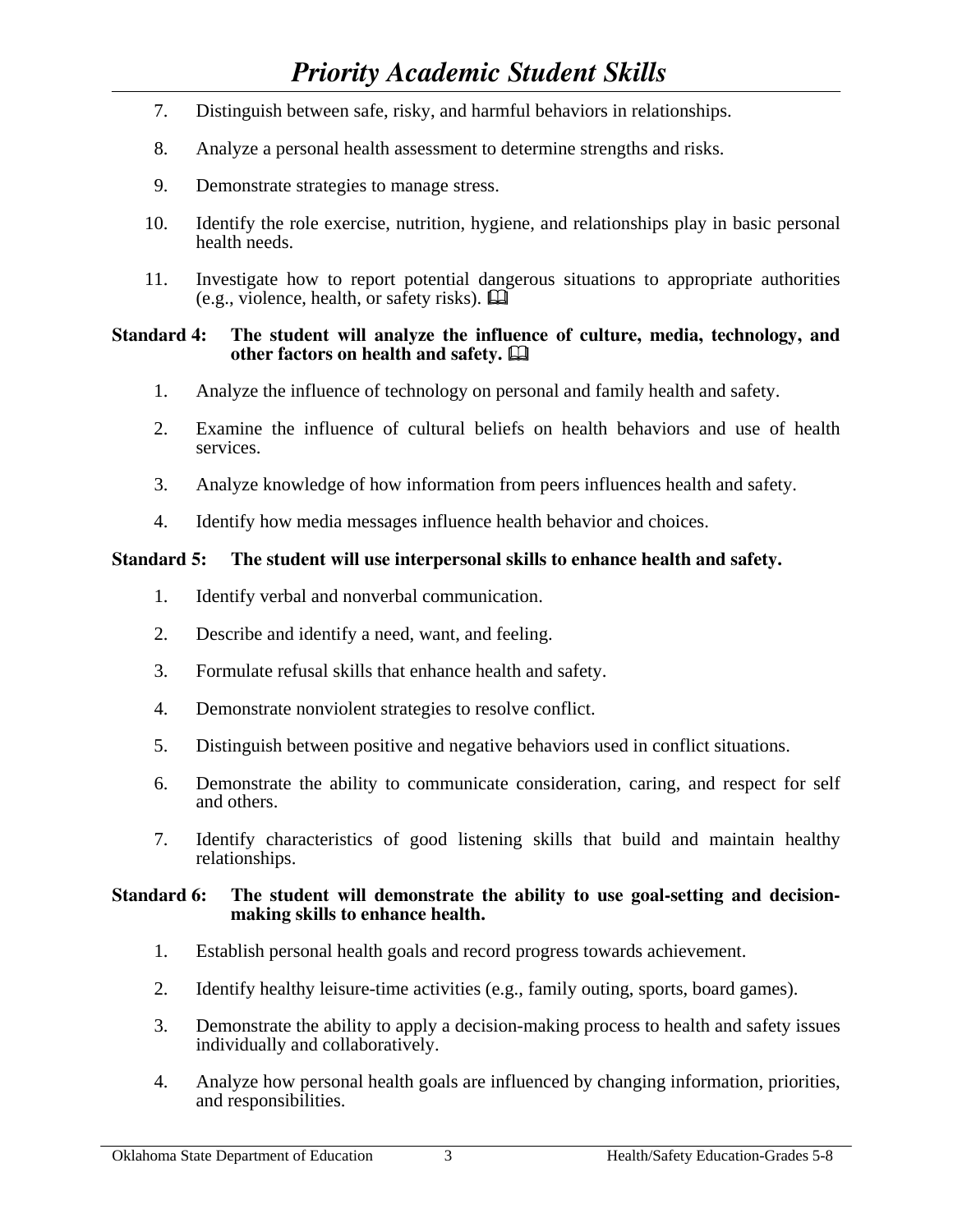7. Distinguish between safe, risky, and harmful behaviors in relationships.

8. Analyze a personal health assessment to determine strengths and risks.

9. Demonstrate strategies to manage stress.

10. Identify the role exercise, nutrition, hygiene, and relationships play in basic personal health needs.

11. Investigate how to report potential dangerous situations to appropriate authorities (e.g., violence, health, or safety risks). 🕮

**Standard 4: The student will analyze the influence of culture, media, technology, and other factors on health and safety.** 🕮

1. Analyze the influence of technology on personal and family health and safety.

2. Examine the influence of cultural beliefs on health behaviors and use of health services.

3. Analyze knowledge of how information from peers influences health and safety.

4. Identify how media messages influence health behavior and choices.

**Standard 5: The student will use interpersonal skills to enhance health and safety.**

1. Identify verbal and nonverbal communication.

2. Describe and identify a need, want, and feeling.

3. Formulate refusal skills that enhance health and safety.

4. Demonstrate nonviolent strategies to resolve conflict.

5. Distinguish between positive and negative behaviors used in conflict situations.

6. Demonstrate the ability to communicate consideration, caring, and respect for self and others.

7. Identify characteristics of good listening skills that build and maintain healthy relationships.

**Standard 6: The student will demonstrate the ability to use goal-setting and decision-making skills to enhance health.**

1. Establish personal health goals and record progress towards achievement.

2. Identify healthy leisure-time activities (e.g., family outing, sports, board games).

3. Demonstrate the ability to apply a decision-making process to health and safety issues individually and collaboratively.

4. Analyze how personal health goals are influenced by changing information, priorities, and responsibilities.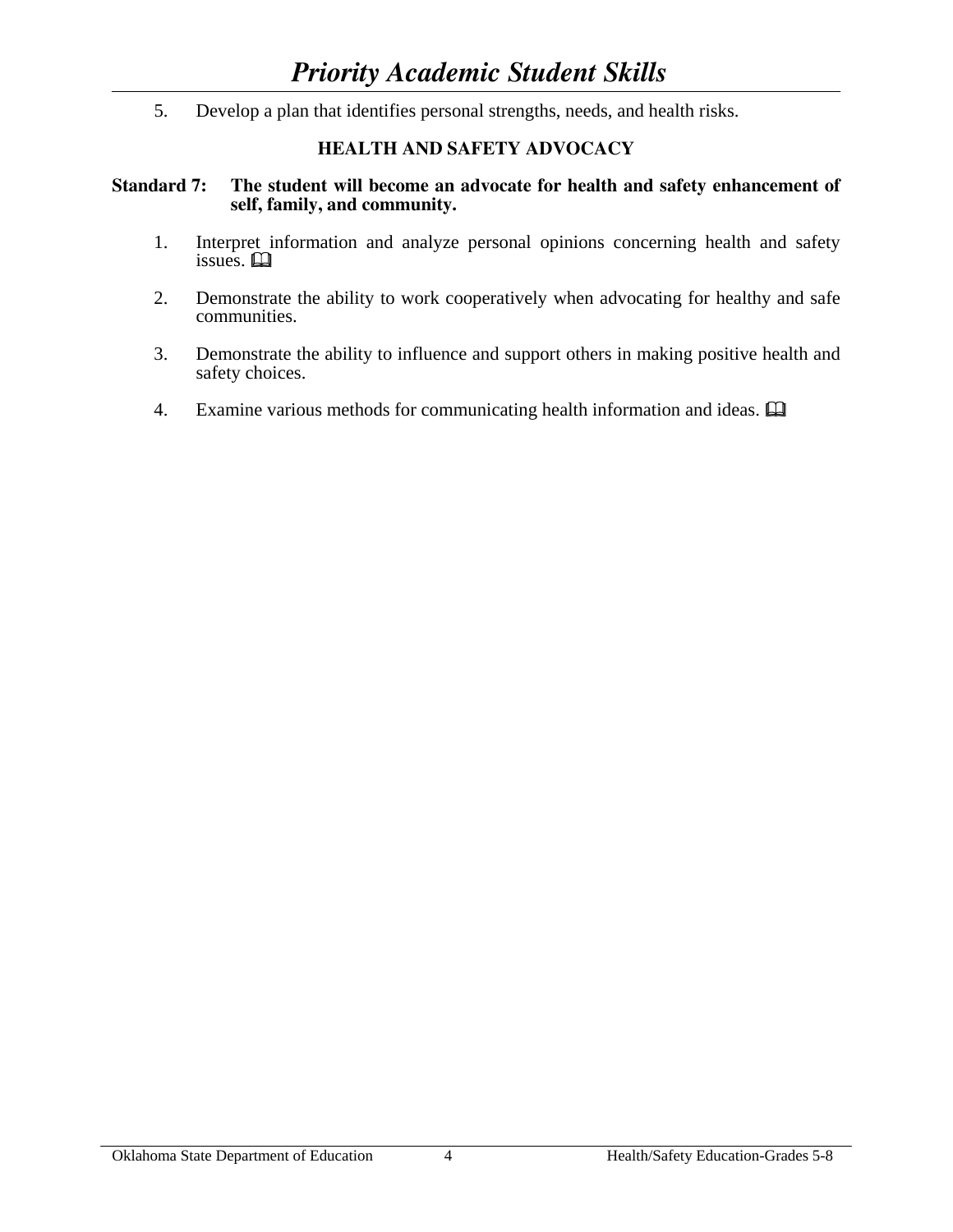5. Develop a plan that identifies personal strengths, needs, and health risks.

### HEALTH AND SAFETY ADVOCACY

**Standard 7: The student will become an advocate for health and safety enhancement of self, family, and community.**

1. Interpret information and analyze personal opinions concerning health and safety issues. 🕮

2. Demonstrate the ability to work cooperatively when advocating for healthy and safe communities.

3. Demonstrate the ability to influence and support others in making positive health and safety choices.

4. Examine various methods for communicating health information and ideas. 🕮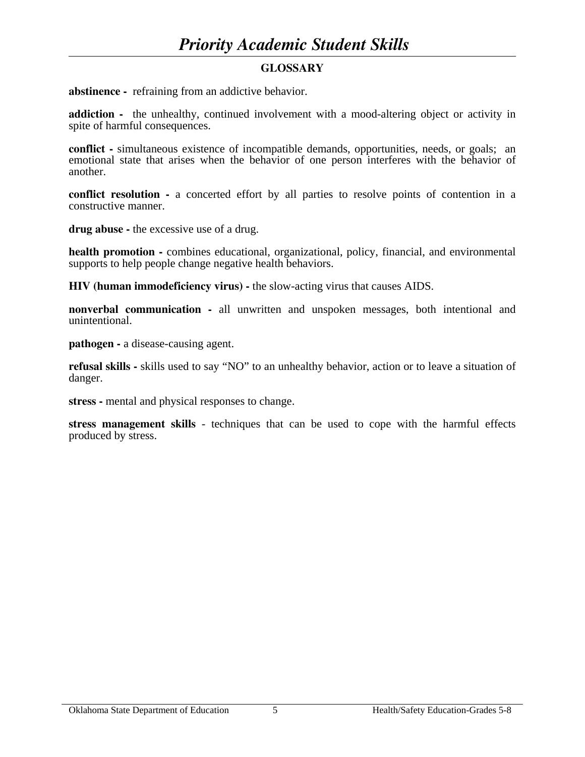## GLOSSARY

**abstinence -** refraining from an addictive behavior.

**addiction -** the unhealthy, continued involvement with a mood-altering object or activity in spite of harmful consequences.

**conflict -** simultaneous existence of incompatible demands, opportunities, needs, or goals; an emotional state that arises when the behavior of one person interferes with the behavior of another.

**conflict resolution -** a concerted effort by all parties to resolve points of contention in a constructive manner.

**drug abuse -** the excessive use of a drug.

**health promotion -** combines educational, organizational, policy, financial, and environmental supports to help people change negative health behaviors.

**HIV (human immodeficiency virus) -** the slow-acting virus that causes AIDS.

**nonverbal communication -** all unwritten and unspoken messages, both intentional and unintentional.

**pathogen -** a disease-causing agent.

**refusal skills -** skills used to say "NO" to an unhealthy behavior, action or to leave a situation of danger.

**stress -** mental and physical responses to change.

**stress management skills** - techniques that can be used to cope with the harmful effects produced by stress.